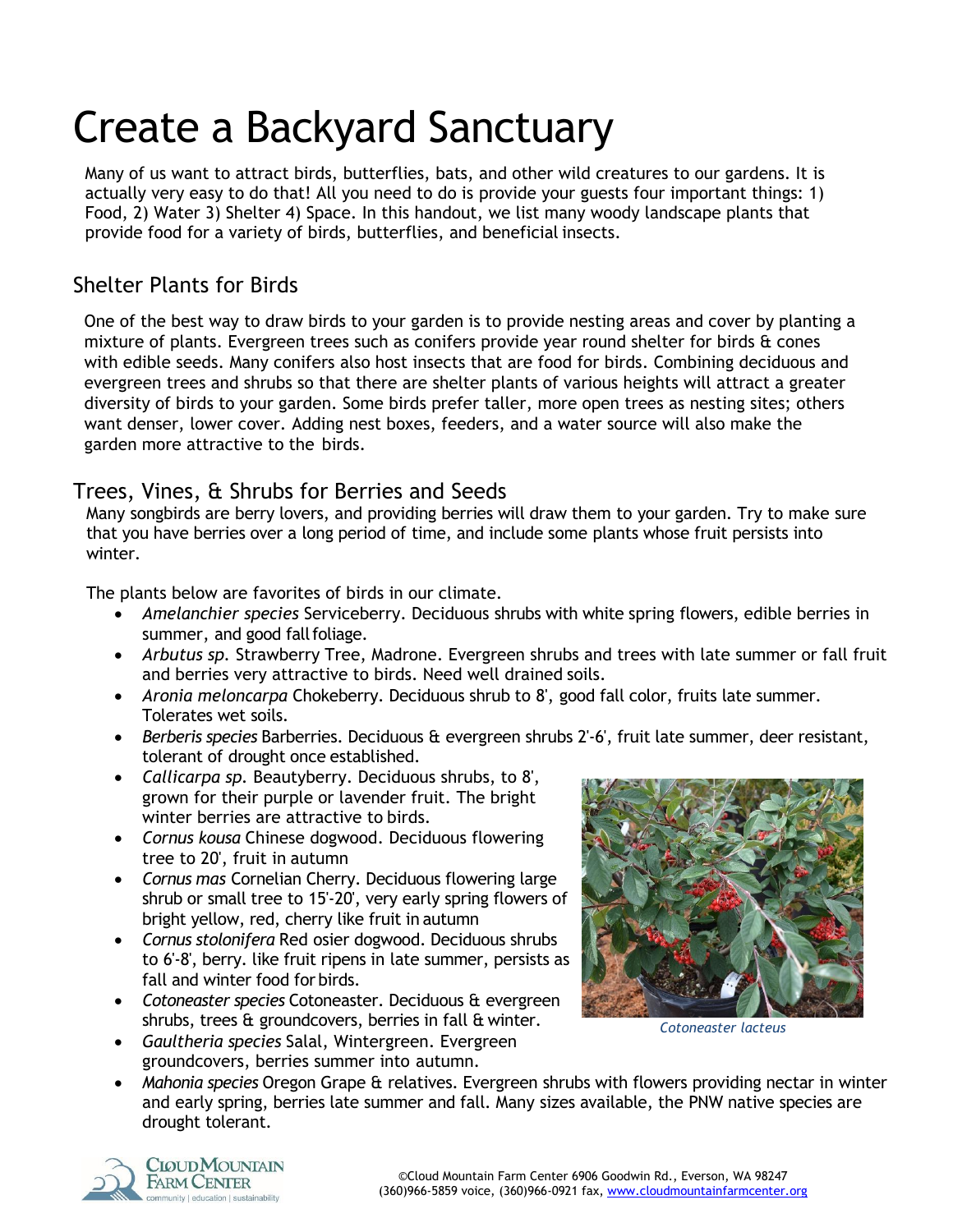# Create a Backyard Sanctuary

Many of us want to attract birds, butterflies, bats, and other wild creatures to our gardens. It is actually very easy to do that! All you need to do is provide your guests four important things: 1) Food, 2) Water 3) Shelter 4) Space. In this handout, we list many woody landscape plants that provide food for a variety of birds, butterflies, and beneficial insects.

## Shelter Plants for Birds

One of the best way to draw birds to your garden is to provide nesting areas and cover by planting a mixture of plants. Evergreen trees such as conifers provide year round shelter for birds & cones with edible seeds. Many conifers also host insects that are food for birds. Combining deciduous and evergreen trees and shrubs so that there are shelter plants of various heights will attract a greater diversity of birds to your garden. Some birds prefer taller, more open trees as nesting sites; others want denser, lower cover. Adding nest boxes, feeders, and a water source will also make the garden more attractive to the birds.

## Trees, Vines, & Shrubs for Berries and Seeds

Many songbirds are berry lovers, and providing berries will draw them to your garden. Try to make sure that you have berries over a long period of time, and include some plants whose fruit persists into winter.

The plants below are favorites of birds in our climate.

- *Amelanchier species* Serviceberry. Deciduous shrubs with white spring flowers, edible berries in summer, and good fall foliage.
- *Arbutus sp*. Strawberry Tree, Madrone. Evergreen shrubs and trees with late summer or fall fruit and berries very attractive to birds. Need well drained soils.
- *Aronia meloncarpa* Chokeberry. Deciduous shrub to 8', good fall color, fruits late summer. Tolerates wet soils.
- *Berberis species* Barberries. Deciduous & evergreen shrubs 2'-6', fruit late summer, deer resistant, tolerant of drought once established.
- *Callicarpa sp*. Beautyberry. Deciduous shrubs, to 8', grown for their purple or lavender fruit. The bright winter berries are attractive to birds.
- *Cornus kousa* Chinese dogwood. Deciduous flowering tree to 20', fruit in autumn
- *Cornus mas* Cornelian Cherry. Deciduous flowering large shrub or small tree to 15'-20', very early spring flowers of bright yellow, red, cherry like fruit in autumn
- *Cornus stolonifera* Red osier dogwood. Deciduous shrubs to 6'-8', berry. like fruit ripens in late summer, persists as fall and winter food for birds.
- *Cotoneaster species* Cotoneaster. Deciduous & evergreen shrubs, trees & groundcovers, berries in fall & winter.
- *Gaultheria species* Salal, Wintergreen. Evergreen groundcovers, berries summer into autumn.
- *Mahonia species* Oregon Grape & relatives. Evergreen shrubs with flowers providing nectar in winter and early spring, berries late summer and fall. Many sizes available, the PNW native species are drought tolerant.

*Cotoneaster lacteus*

©Cloud Mountain Farm Center 6906 Goodwin Rd., Everson, WA 98247
(360)966-5859 voice, (360)966-0921 fax, www.cloudmountainfarmcenter.org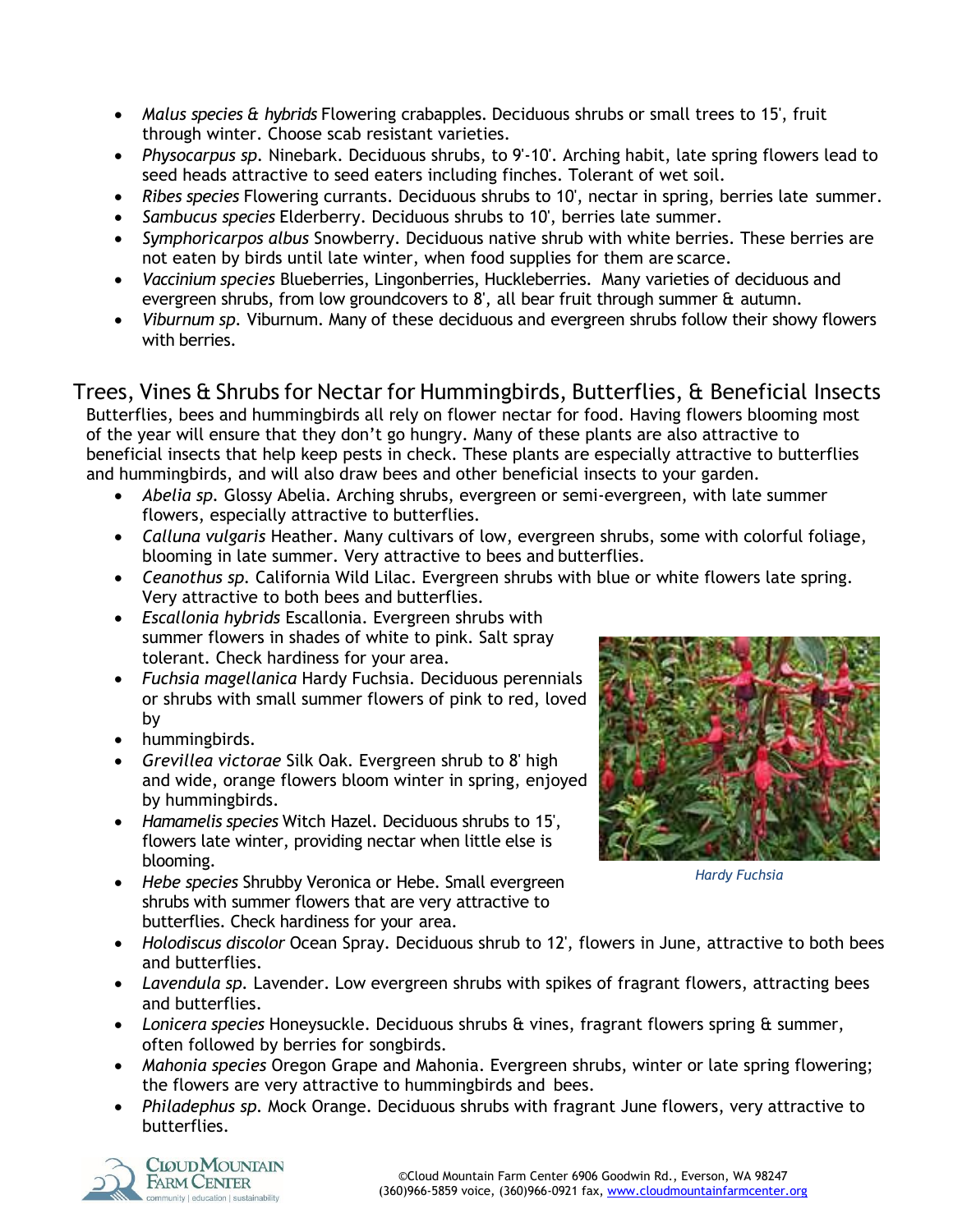- *Malus species & hybrids* Flowering crabapples. Deciduous shrubs or small trees to 15', fruit through winter. Choose scab resistant varieties.
- *Physocarpus sp.* Ninebark. Deciduous shrubs, to 9'-10'. Arching habit, late spring flowers lead to seed heads attractive to seed eaters including finches. Tolerant of wet soil.
- *Ribes species* Flowering currants. Deciduous shrubs to 10', nectar in spring, berries late summer.
- *Sambucus species* Elderberry. Deciduous shrubs to 10', berries late summer.
- *Symphoricarpos albus* Snowberry. Deciduous native shrub with white berries. These berries are not eaten by birds until late winter, when food supplies for them are scarce.
- *Vaccinium species* Blueberries, Lingonberries, Huckleberries. Many varieties of deciduous and evergreen shrubs, from low groundcovers to 8', all bear fruit through summer & autumn.
- *Viburnum sp.* Viburnum. Many of these deciduous and evergreen shrubs follow their showy flowers with berries.

## Trees, Vines & Shrubs for Nectar for Hummingbirds, Butterflies, & Beneficial Insects

Butterflies, bees and hummingbirds all rely on flower nectar for food. Having flowers blooming most of the year will ensure that they don't go hungry. Many of these plants are also attractive to beneficial insects that help keep pests in check. These plants are especially attractive to butterflies and hummingbirds, and will also draw bees and other beneficial insects to your garden.

- *Abelia sp.* Glossy Abelia. Arching shrubs, evergreen or semi-evergreen, with late summer flowers, especially attractive to butterflies.
- *Calluna vulgaris* Heather. Many cultivars of low, evergreen shrubs, some with colorful foliage, blooming in late summer. Very attractive to bees and butterflies.
- *Ceanothus sp.* California Wild Lilac. Evergreen shrubs with blue or white flowers late spring. Very attractive to both bees and butterflies.
- *Escallonia hybrids* Escallonia. Evergreen shrubs with summer flowers in shades of white to pink. Salt spray tolerant. Check hardiness for your area.
- *Fuchsia magellanica* Hardy Fuchsia. Deciduous perennials or shrubs with small summer flowers of pink to red, loved by
- hummingbirds.
- *Grevillea victorae* Silk Oak. Evergreen shrub to 8' high and wide, orange flowers bloom winter in spring, enjoyed by hummingbirds.
- *Hamamelis species* Witch Hazel. Deciduous shrubs to 15', flowers late winter, providing nectar when little else is blooming.
- *Hebe species* Shrubby Veronica or Hebe. Small evergreen shrubs with summer flowers that are very attractive to butterflies. Check hardiness for your area.

*Hardy Fuchsia*

- *Holodiscus discolor* Ocean Spray. Deciduous shrub to 12', flowers in June, attractive to both bees and butterflies.
- *Lavendula sp.* Lavender. Low evergreen shrubs with spikes of fragrant flowers, attracting bees and butterflies.
- *Lonicera species* Honeysuckle. Deciduous shrubs & vines, fragrant flowers spring & summer, often followed by berries for songbirds.
- *Mahonia species* Oregon Grape and Mahonia. Evergreen shrubs, winter or late spring flowering; the flowers are very attractive to hummingbirds and bees.
- *Philadephus sp.* Mock Orange. Deciduous shrubs with fragrant June flowers, very attractive to butterflies.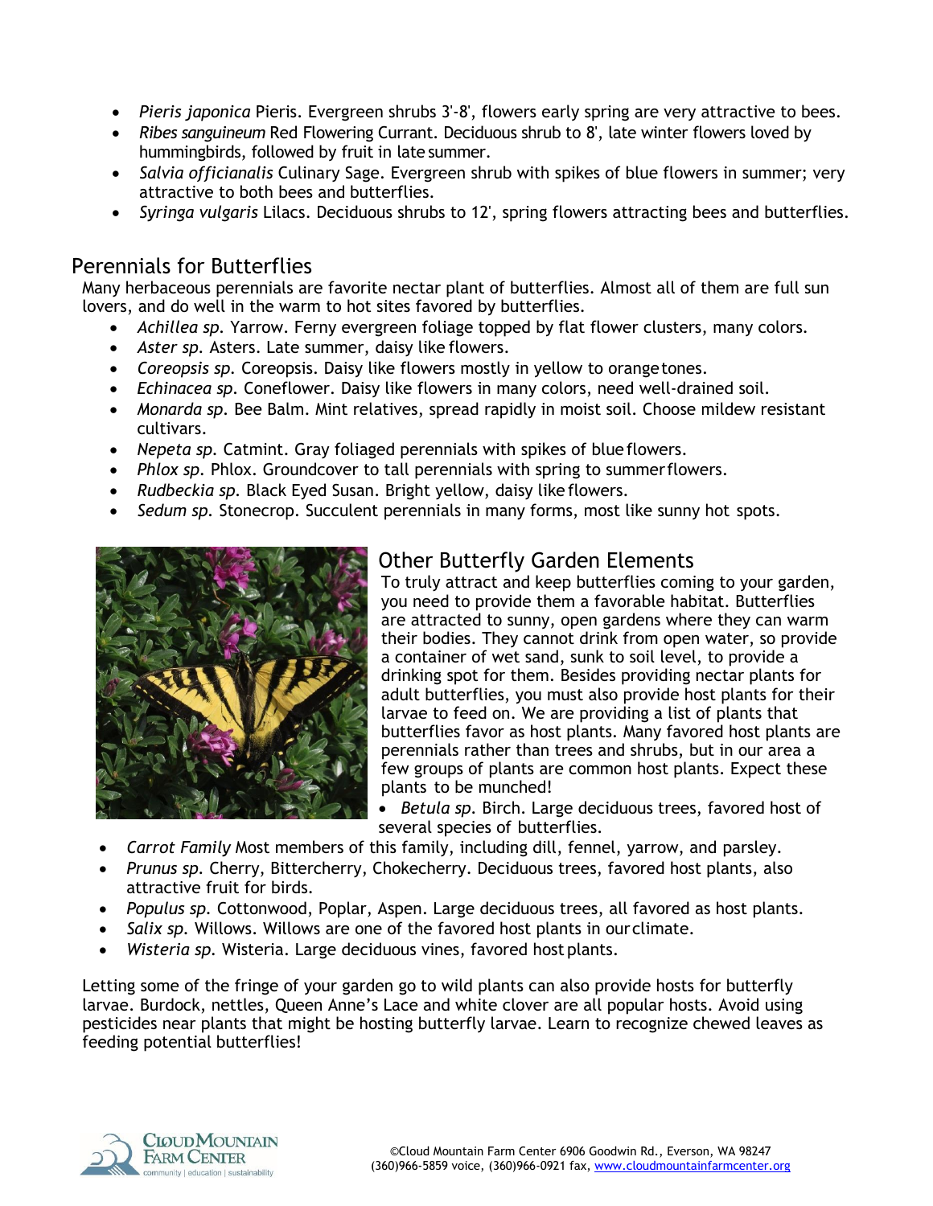- *Pieris japonica* Pieris. Evergreen shrubs 3'-8', flowers early spring are very attractive to bees.
- *Ribes sanguineum* Red Flowering Currant. Deciduous shrub to 8', late winter flowers loved by hummingbirds, followed by fruit in late summer.
- *Salvia officianalis* Culinary Sage. Evergreen shrub with spikes of blue flowers in summer; very attractive to both bees and butterflies.
- *Syringa vulgaris* Lilacs. Deciduous shrubs to 12', spring flowers attracting bees and butterflies.

## Perennials for Butterflies

Many herbaceous perennials are favorite nectar plant of butterflies. Almost all of them are full sun lovers, and do well in the warm to hot sites favored by butterflies.

- *Achillea sp.* Yarrow. Ferny evergreen foliage topped by flat flower clusters, many colors.
- *Aster sp.* Asters. Late summer, daisy like flowers.
- *Coreopsis sp.* Coreopsis. Daisy like flowers mostly in yellow to orange tones.
- *Echinacea sp.* Coneflower. Daisy like flowers in many colors, need well-drained soil.
- *Monarda sp.* Bee Balm. Mint relatives, spread rapidly in moist soil. Choose mildew resistant cultivars.
- *Nepeta sp.* Catmint. Gray foliaged perennials with spikes of blue flowers.
- *Phlox sp.* Phlox. Groundcover to tall perennials with spring to summer flowers.
- *Rudbeckia sp.* Black Eyed Susan. Bright yellow, daisy like flowers.
- *Sedum sp.* Stonecrop. Succulent perennials in many forms, most like sunny hot spots.

## Other Butterfly Garden Elements

To truly attract and keep butterflies coming to your garden, you need to provide them a favorable habitat. Butterflies are attracted to sunny, open gardens where they can warm their bodies. They cannot drink from open water, so provide a container of wet sand, sunk to soil level, to provide a drinking spot for them. Besides providing nectar plants for adult butterflies, you must also provide host plants for their larvae to feed on. We are providing a list of plants that butterflies favor as host plants. Many favored host plants are perennials rather than trees and shrubs, but in our area a few groups of plants are common host plants. Expect these plants to be munched!

- *Betula sp.* Birch. Large deciduous trees, favored host of several species of butterflies.
- *Carrot Family* Most members of this family, including dill, fennel, yarrow, and parsley.
- *Prunus sp.* Cherry, Bittercherry, Chokecherry. Deciduous trees, favored host plants, also attractive fruit for birds.
- *Populus sp.* Cottonwood, Poplar, Aspen. Large deciduous trees, all favored as host plants.
- *Salix sp.* Willows. Willows are one of the favored host plants in our climate.
- *Wisteria sp.* Wisteria. Large deciduous vines, favored host plants.

Letting some of the fringe of your garden go to wild plants can also provide hosts for butterfly larvae. Burdock, nettles, Queen Anne's Lace and white clover are all popular hosts. Avoid using pesticides near plants that might be hosting butterfly larvae. Learn to recognize chewed leaves as feeding potential butterflies!

©Cloud Mountain Farm Center 6906 Goodwin Rd., Everson, WA 98247
(360)966-5859 voice, (360)966-0921 fax, www.cloudmountainfarmcenter.org